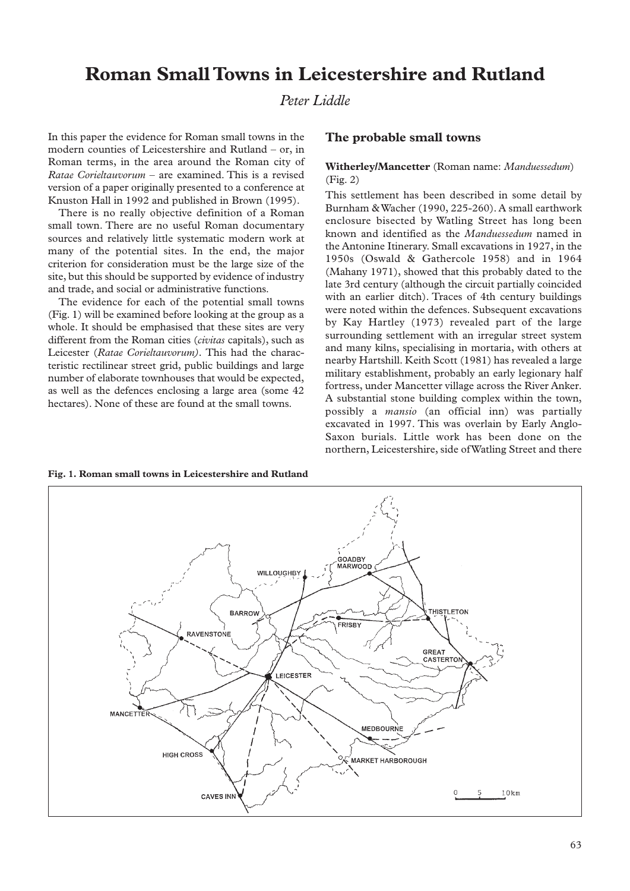# Roman Small Towns in Leicestershire and Rutland

*Peter Liddle*

In this paper the evidence for Roman small towns in the modern counties of Leicestershire and Rutland – or, in Roman terms, in the area around the Roman city of *Ratae Corieltauvorum* – are examined. This is a revised version of a paper originally presented to a conference at Knuston Hall in 1992 and published in Brown (1995).

There is no really objective definition of a Roman small town. There are no useful Roman documentary sources and relatively little systematic modern work at many of the potential sites. In the end, the major criterion for consideration must be the large size of the site, but this should be supported by evidence of industry and trade, and social or administrative functions.

The evidence for each of the potential small towns (Fig. 1) will be examined before looking at the group as a whole. It should be emphasised that these sites are very different from the Roman cities (*civitas* capitals), such as Leicester (*Ratae Corieltauvorum)*. This had the characteristic rectilinear street grid, public buildings and large number of elaborate townhouses that would be expected, as well as the defences enclosing a large area (some 42 hectares). None of these are found at the small towns.

## The probable small towns

**Witherley/Mancetter** (Roman name: *Manduessedum*) (Fig. 2)

This settlement has been described in some detail by Burnham & Wacher (1990, 225-260). A small earthwork enclosure bisected by Watling Street has long been known and identified as the *Manduessedum* named in the Antonine Itinerary. Small excavations in 1927, in the 1950s (Oswald & Gathercole 1958) and in 1964 (Mahany 1971), showed that this probably dated to the late 3rd century (although the circuit partially coincided with an earlier ditch). Traces of 4th century buildings were noted within the defences. Subsequent excavations by Kay Hartley (1973) revealed part of the large surrounding settlement with an irregular street system and many kilns, specialising in mortaria, with others at nearby Hartshill. Keith Scott (1981) has revealed a large military establishment, probably an early legionary half fortress, under Mancetter village across the River Anker. A substantial stone building complex within the town, possibly a *mansio* (an official inn) was partially excavated in 1997. This was overlain by Early Anglo-Saxon burials. Little work has been done on the northern, Leicestershire, side of Watling Street and there

**Fig. 1. Roman small towns in Leicestershire and Rutland**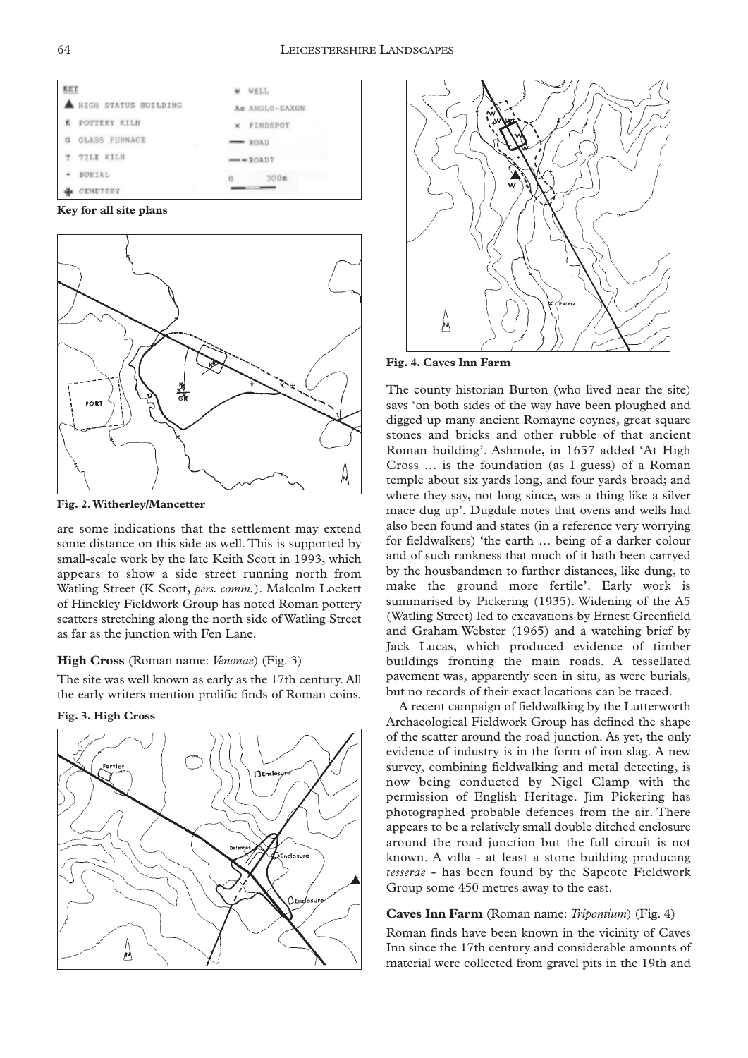**Key for all site plans**

**Fig. 2. Witherley/Mancetter**

are some indications that the settlement may extend some distance on this side as well. This is supported by small-scale work by the late Keith Scott in 1993, which appears to show a side street running north from Watling Street (K Scott, *pers. comm.*). Malcolm Lockett of Hinckley Fieldwork Group has noted Roman pottery scatters stretching along the north side of Watling Street as far as the junction with Fen Lane.

### High Cross (Roman name: *Venonae*) (Fig. 3)

The site was well known as early as the 17th century. All the early writers mention prolific finds of Roman coins.

**Fig. 3. High Cross**

**Fig. 4. Caves Inn Farm**

The county historian Burton (who lived near the site) says 'on both sides of the way have been ploughed and digged up many ancient Romayne coynes, great square stones and bricks and other rubble of that ancient Roman building'. Ashmole, in 1657 added 'At High Cross … is the foundation (as I guess) of a Roman temple about six yards long, and four yards broad; and where they say, not long since, was a thing like a silver mace dug up'. Dugdale notes that ovens and wells had also been found and states (in a reference very worrying for fieldwalkers) 'the earth … being of a darker colour and of such rankness that much of it hath been carryed by the housbandmen to further distances, like dung, to make the ground more fertile'. Early work is summarised by Pickering (1935). Widening of the A5 (Watling Street) led to excavations by Ernest Greenfield and Graham Webster (1965) and a watching brief by Jack Lucas, which produced evidence of timber buildings fronting the main roads. A tessellated pavement was, apparently seen in situ, as were burials, but no records of their exact locations can be traced.

A recent campaign of fieldwalking by the Lutterworth Archaeological Fieldwork Group has defined the shape of the scatter around the road junction. As yet, the only evidence of industry is in the form of iron slag. A new survey, combining fieldwalking and metal detecting, is now being conducted by Nigel Clamp with the permission of English Heritage. Jim Pickering has photographed probable defences from the air. There appears to be a relatively small double ditched enclosure around the road junction but the full circuit is not known. A villa - at least a stone building producing *tesserae* - has been found by the Sapcote Fieldwork Group some 450 metres away to the east.

### Caves Inn Farm (Roman name: *Tripontium*) (Fig. 4)

Roman finds have been known in the vicinity of Caves Inn since the 17th century and considerable amounts of material were collected from gravel pits in the 19th and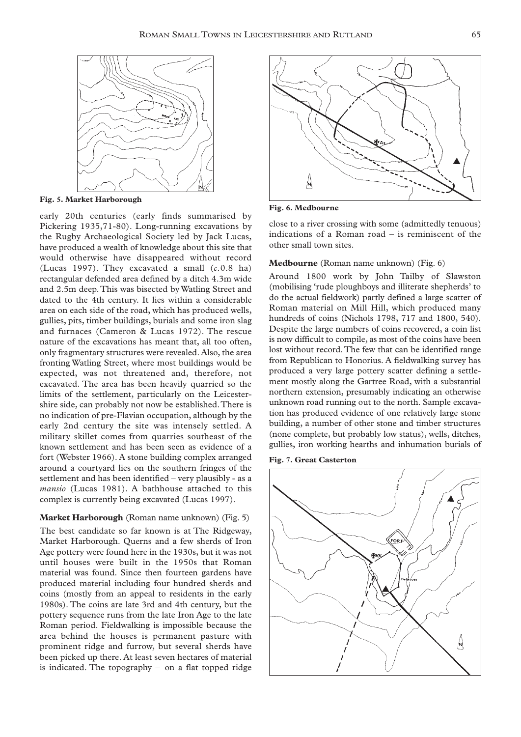Fig. 5. Market Harborough

early 20th centuries (early finds summarised by Pickering 1935,71-80). Long-running excavations by the Rugby Archaeological Society led by Jack Lucas, have produced a wealth of knowledge about this site that would otherwise have disappeared without record (Lucas 1997). They excavated a small (*c.*0.8 ha) rectangular defended area defined by a ditch 4.3m wide and 2.5m deep. This was bisected by Watling Street and dated to the 4th century. It lies within a considerable area on each side of the road, which has produced wells, gullies, pits, timber buildings, burials and some iron slag and furnaces (Cameron & Lucas 1972). The rescue nature of the excavations has meant that, all too often, only fragmentary structures were revealed. Also, the area fronting Watling Street, where most buildings would be expected, was not threatened and, therefore, not excavated. The area has been heavily quarried so the limits of the settlement, particularly on the Leicestershire side, can probably not now be established. There is no indication of pre-Flavian occupation, although by the early 2nd century the site was intensely settled. A military skillet comes from quarries southeast of the known settlement and has been seen as evidence of a fort (Webster 1966). A stone building complex arranged around a courtyard lies on the southern fringes of the settlement and has been identified – very plausibly - as a *mansio* (Lucas 1981). A bathhouse attached to this complex is currently being excavated (Lucas 1997).

**Market Harborough** (Roman name unknown) (Fig. 5)

The best candidate so far known is at The Ridgeway, Market Harborough. Querns and a few sherds of Iron Age pottery were found here in the 1930s, but it was not until houses were built in the 1950s that Roman material was found. Since then fourteen gardens have produced material including four hundred sherds and coins (mostly from an appeal to residents in the early 1980s). The coins are late 3rd and 4th century, but the pottery sequence runs from the late Iron Age to the late Roman period. Fieldwalking is impossible because the area behind the houses is permanent pasture with prominent ridge and furrow, but several sherds have been picked up there. At least seven hectares of material is indicated. The topography – on a flat topped ridge close to a river crossing with some (admittedly tenuous) indications of a Roman road – is reminiscent of the other small town sites.

Fig. 6. Medbourne

**Medbourne** (Roman name unknown) (Fig. 6)

Around 1800 work by John Tailby of Slawston (mobilising 'rude ploughboys and illiterate shepherds' to do the actual fieldwork) partly defined a large scatter of Roman material on Mill Hill, which produced many hundreds of coins (Nichols 1798, 717 and 1800, 540). Despite the large numbers of coins recovered, a coin list is now difficult to compile, as most of the coins have been lost without record. The few that can be identified range from Republican to Honorius. A fieldwalking survey has produced a very large pottery scatter defining a settlement mostly along the Gartree Road, with a substantial northern extension, presumably indicating an otherwise unknown road running out to the north. Sample excavation has produced evidence of one relatively large stone building, a number of other stone and timber structures (none complete, but probably low status), wells, ditches, gullies, iron working hearths and inhumation burials of

Fig. 7. Great Casterton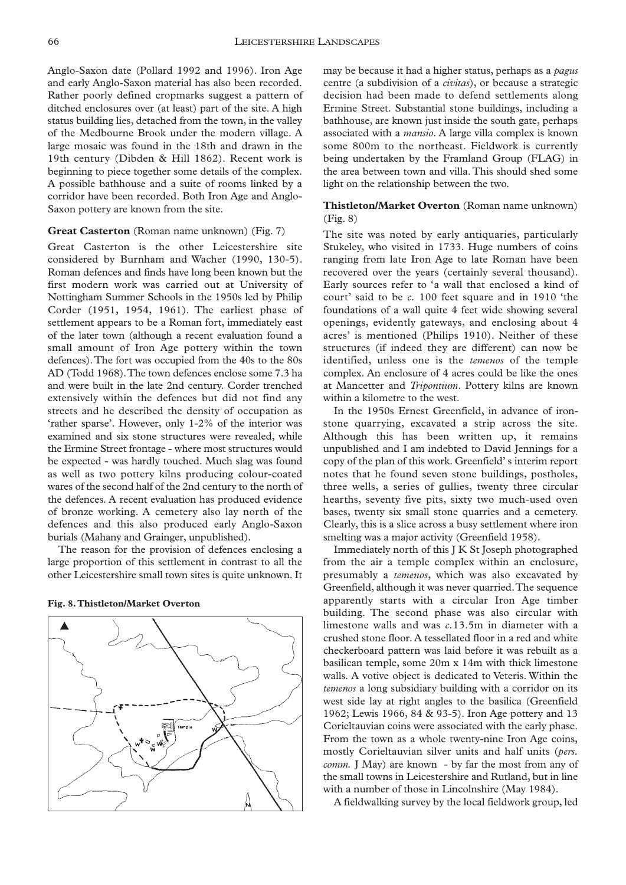Anglo-Saxon date (Pollard 1992 and 1996). Iron Age and early Anglo-Saxon material has also been recorded. Rather poorly defined cropmarks suggest a pattern of ditched enclosures over (at least) part of the site. A high status building lies, detached from the town, in the valley of the Medbourne Brook under the modern village. A large mosaic was found in the 18th and drawn in the 19th century (Dibden & Hill 1862). Recent work is beginning to piece together some details of the complex. A possible bathhouse and a suite of rooms linked by a corridor have been recorded. Both Iron Age and Anglo-Saxon pottery are known from the site.

**Great Casterton** (Roman name unknown) (Fig. 7)

Great Casterton is the other Leicestershire site considered by Burnham and Wacher (1990, 130-5). Roman defences and finds have long been known but the first modern work was carried out at University of Nottingham Summer Schools in the 1950s led by Philip Corder (1951, 1954, 1961). The earliest phase of settlement appears to be a Roman fort, immediately east of the later town (although a recent evaluation found a small amount of Iron Age pottery within the town defences). The fort was occupied from the 40s to the 80s AD (Todd 1968). The town defences enclose some 7.3 ha and were built in the late 2nd century. Corder trenched extensively within the defences but did not find any streets and he described the density of occupation as 'rather sparse'. However, only 1-2% of the interior was examined and six stone structures were revealed, while the Ermine Street frontage - where most structures would be expected - was hardly touched. Much slag was found as well as two pottery kilns producing colour-coated wares of the second half of the 2nd century to the north of the defences. A recent evaluation has produced evidence of bronze working. A cemetery also lay north of the defences and this also produced early Anglo-Saxon burials (Mahany and Grainger, unpublished).

The reason for the provision of defences enclosing a large proportion of this settlement in contrast to all the other Leicestershire small town sites is quite unknown. It may be because it had a higher status, perhaps as a *pagus* centre (a subdivision of a *civitas*), or because a strategic decision had been made to defend settlements along Ermine Street. Substantial stone buildings, including a bathhouse, are known just inside the south gate, perhaps associated with a *mansio*. A large villa complex is known some 800m to the northeast. Fieldwork is currently being undertaken by the Framland Group (FLAG) in the area between town and villa. This should shed some light on the relationship between the two.

**Fig. 8. Thistleton/Market Overton**

**Thistleton/Market Overton** (Roman name unknown) (Fig. 8)

The site was noted by early antiquaries, particularly Stukeley, who visited in 1733. Huge numbers of coins ranging from late Iron Age to late Roman have been recovered over the years (certainly several thousand). Early sources refer to 'a wall that enclosed a kind of court' said to be *c.* 100 feet square and in 1910 'the foundations of a wall quite 4 feet wide showing several openings, evidently gateways, and enclosing about 4 acres' is mentioned (Philips 1910). Neither of these structures (if indeed they are different) can now be identified, unless one is the *temenos* of the temple complex. An enclosure of 4 acres could be like the ones at Mancetter and *Tripontium*. Pottery kilns are known within a kilometre to the west.

In the 1950s Ernest Greenfield, in advance of ironstone quarrying, excavated a strip across the site. Although this has been written up, it remains unpublished and I am indebted to David Jennings for a copy of the plan of this work. Greenfield' s interim report notes that he found seven stone buildings, postholes, three wells, a series of gullies, twenty three circular hearths, seventy five pits, sixty two much-used oven bases, twenty six small stone quarries and a cemetery. Clearly, this is a slice across a busy settlement where iron smelting was a major activity (Greenfield 1958).

Immediately north of this J K St Joseph photographed from the air a temple complex within an enclosure, presumably a *temenos*, which was also excavated by Greenfield, although it was never quarried. The sequence apparently starts with a circular Iron Age timber building. The second phase was also circular with limestone walls and was *c.*13.5m in diameter with a crushed stone floor. A tessellated floor in a red and white checkerboard pattern was laid before it was rebuilt as a basilican temple, some 20m x 14m with thick limestone walls. A votive object is dedicated to Veteris. Within the *temenos* a long subsidiary building with a corridor on its west side lay at right angles to the basilica (Greenfield 1962; Lewis 1966, 84 & 93-5). Iron Age pottery and 13 Corieltauvian coins were associated with the early phase. From the town as a whole twenty-nine Iron Age coins, mostly Corieltauvian silver units and half units (*pers. comm.* J May) are known - by far the most from any of the small towns in Leicestershire and Rutland, but in line with a number of those in Lincolnshire (May 1984).

A fieldwalking survey by the local fieldwork group, led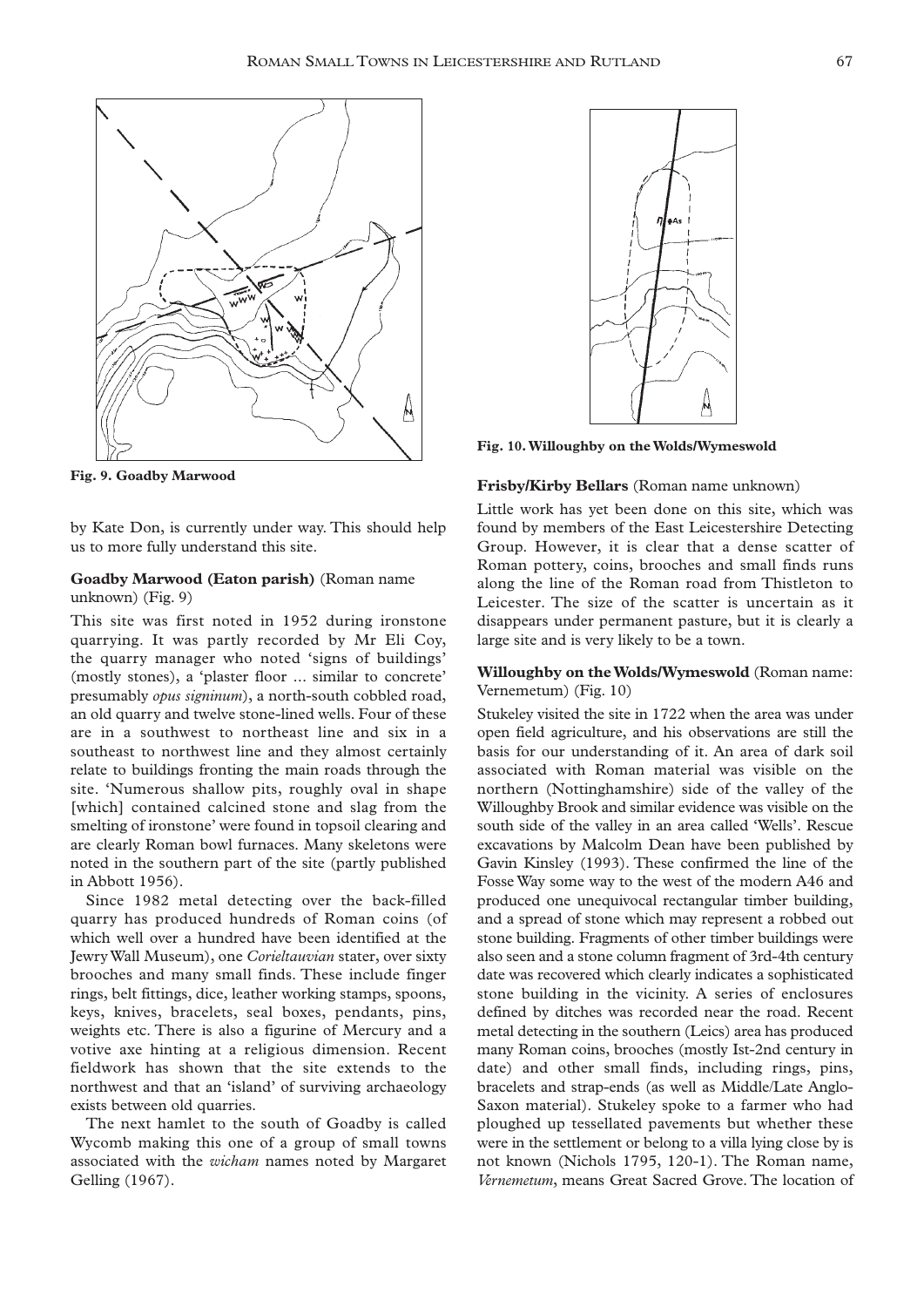Fig. 9. Goadby Marwood

by Kate Don, is currently under way. This should help us to more fully understand this site.

### Goadby Marwood (Eaton parish) (Roman name unknown) (Fig. 9)

This site was first noted in 1952 during ironstone quarrying. It was partly recorded by Mr Eli Coy, the quarry manager who noted 'signs of buildings' (mostly stones), a 'plaster floor ... similar to concrete' presumably *opus signinum*), a north-south cobbled road, an old quarry and twelve stone-lined wells. Four of these are in a southwest to northeast line and six in a southeast to northwest line and they almost certainly relate to buildings fronting the main roads through the site. 'Numerous shallow pits, roughly oval in shape [which] contained calcined stone and slag from the smelting of ironstone' were found in topsoil clearing and are clearly Roman bowl furnaces. Many skeletons were noted in the southern part of the site (partly published in Abbott 1956).

Since 1982 metal detecting over the back-filled quarry has produced hundreds of Roman coins (of which well over a hundred have been identified at the Jewry Wall Museum), one *Corieltauvian* stater, over sixty brooches and many small finds. These include finger rings, belt fittings, dice, leather working stamps, spoons, keys, knives, bracelets, seal boxes, pendants, pins, weights etc. There is also a figurine of Mercury and a votive axe hinting at a religious dimension. Recent fieldwork has shown that the site extends to the northwest and that an 'island' of surviving archaeology exists between old quarries.

The next hamlet to the south of Goadby is called Wycomb making this one of a group of small towns associated with the *wicham* names noted by Margaret Gelling (1967).

Fig. 10. Willoughby on the Wolds/Wymeswold

### Frisby/Kirby Bellars (Roman name unknown)

Little work has yet been done on this site, which was found by members of the East Leicestershire Detecting Group. However, it is clear that a dense scatter of Roman pottery, coins, brooches and small finds runs along the line of the Roman road from Thistleton to Leicester. The size of the scatter is uncertain as it disappears under permanent pasture, but it is clearly a large site and is very likely to be a town.

### Willoughby on the Wolds/Wymeswold (Roman name: Vernemetum) (Fig. 10)

Stukeley visited the site in 1722 when the area was under open field agriculture, and his observations are still the basis for our understanding of it. An area of dark soil associated with Roman material was visible on the northern (Nottinghamshire) side of the valley of the Willoughby Brook and similar evidence was visible on the south side of the valley in an area called 'Wells'. Rescue excavations by Malcolm Dean have been published by Gavin Kinsley (1993). These confirmed the line of the Fosse Way some way to the west of the modern A46 and produced one unequivocal rectangular timber building, and a spread of stone which may represent a robbed out stone building. Fragments of other timber buildings were also seen and a stone column fragment of 3rd-4th century date was recovered which clearly indicates a sophisticated stone building in the vicinity. A series of enclosures defined by ditches was recorded near the road. Recent metal detecting in the southern (Leics) area has produced many Roman coins, brooches (mostly Ist-2nd century in date) and other small finds, including rings, pins, bracelets and strap-ends (as well as Middle/Late Anglo-Saxon material). Stukeley spoke to a farmer who had ploughed up tessellated pavements but whether these were in the settlement or belong to a villa lying close by is not known (Nichols 1795, 120-1). The Roman name, *Vernemetum*, means Great Sacred Grove. The location of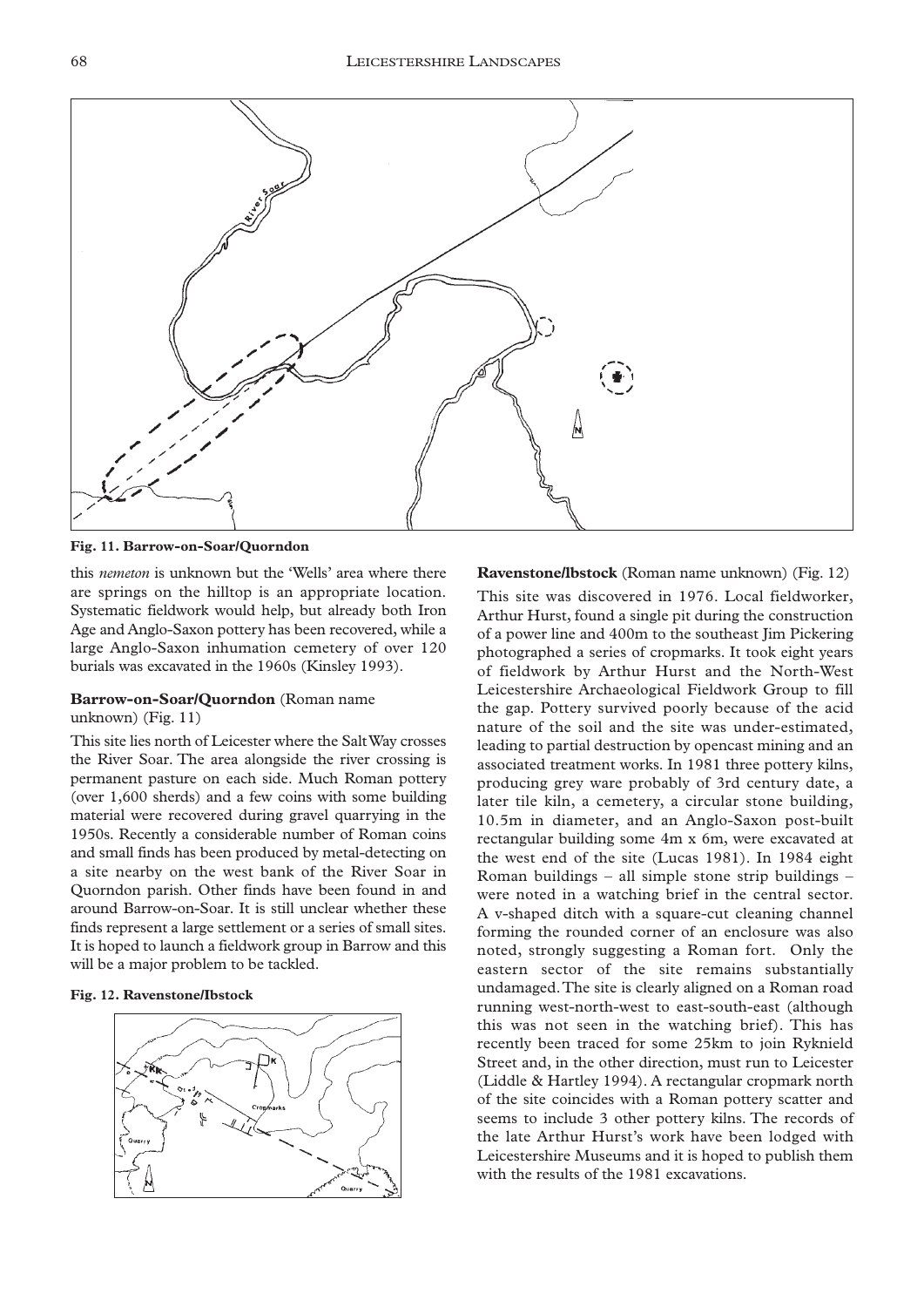Fig. 11. Barrow-on-Soar/Quorndon

this *nemeton* is unknown but the 'Wells' area where there are springs on the hilltop is an appropriate location. Systematic fieldwork would help, but already both Iron Age and Anglo-Saxon pottery has been recovered, while a large Anglo-Saxon inhumation cemetery of over 120 burials was excavated in the 1960s (Kinsley 1993).

**Barrow-on-Soar/Quorndon** (Roman name unknown) (Fig. 11)

This site lies north of Leicester where the Salt Way crosses the River Soar. The area alongside the river crossing is permanent pasture on each side. Much Roman pottery (over 1,600 sherds) and a few coins with some building material were recovered during gravel quarrying in the 1950s. Recently a considerable number of Roman coins and small finds has been produced by metal-detecting on a site nearby on the west bank of the River Soar in Quorndon parish. Other finds have been found in and around Barrow-on-Soar. It is still unclear whether these finds represent a large settlement or a series of small sites. It is hoped to launch a fieldwork group in Barrow and this will be a major problem to be tackled.

Fig. 12. Ravenstone/Ibstock

**Ravenstone/Ibstock** (Roman name unknown) (Fig. 12)

This site was discovered in 1976. Local fieldworker, Arthur Hurst, found a single pit during the construction of a power line and 400m to the southeast Jim Pickering photographed a series of cropmarks. It took eight years of fieldwork by Arthur Hurst and the North-West Leicestershire Archaeological Fieldwork Group to fill the gap. Pottery survived poorly because of the acid nature of the soil and the site was under-estimated, leading to partial destruction by opencast mining and an associated treatment works. In 1981 three pottery kilns, producing grey ware probably of 3rd century date, a later tile kiln, a cemetery, a circular stone building, 10.5m in diameter, and an Anglo-Saxon post-built rectangular building some 4m x 6m, were excavated at the west end of the site (Lucas 1981). In 1984 eight Roman buildings – all simple stone strip buildings – were noted in a watching brief in the central sector. A v-shaped ditch with a square-cut cleaning channel forming the rounded corner of an enclosure was also noted, strongly suggesting a Roman fort. Only the eastern sector of the site remains substantially undamaged. The site is clearly aligned on a Roman road running west-north-west to east-south-east (although this was not seen in the watching brief). This has recently been traced for some 25km to join Ryknield Street and, in the other direction, must run to Leicester (Liddle & Hartley 1994). A rectangular cropmark north of the site coincides with a Roman pottery scatter and seems to include 3 other pottery kilns. The records of the late Arthur Hurst's work have been lodged with Leicestershire Museums and it is hoped to publish them with the results of the 1981 excavations.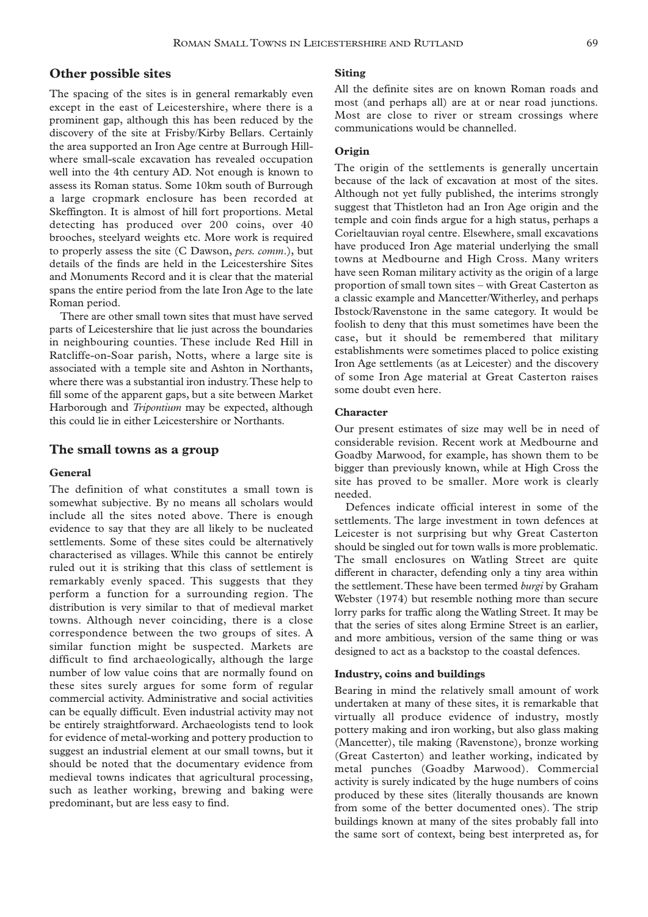## Other possible sites

The spacing of the sites is in general remarkably even except in the east of Leicestershire, where there is a prominent gap, although this has been reduced by the discovery of the site at Frisby/Kirby Bellars. Certainly the area supported an Iron Age centre at Burrough Hill-where small-scale excavation has revealed occupation well into the 4th century AD. Not enough is known to assess its Roman status. Some 10km south of Burrough a large cropmark enclosure has been recorded at Skeffington. It is almost of hill fort proportions. Metal detecting has produced over 200 coins, over 40 brooches, steelyard weights etc. More work is required to properly assess the site (C Dawson, *pers. comm*.), but details of the finds are held in the Leicestershire Sites and Monuments Record and it is clear that the material spans the entire period from the late Iron Age to the late Roman period.

There are other small town sites that must have served parts of Leicestershire that lie just across the boundaries in neighbouring counties. These include Red Hill in Ratcliffe-on-Soar parish, Notts, where a large site is associated with a temple site and Ashton in Northants, where there was a substantial iron industry. These help to fill some of the apparent gaps, but a site between Market Harborough and *Tripontium* may be expected, although this could lie in either Leicestershire or Northants.

## The small towns as a group

### General

The definition of what constitutes a small town is somewhat subjective. By no means all scholars would include all the sites noted above. There is enough evidence to say that they are all likely to be nucleated settlements. Some of these sites could be alternatively characterised as villages. While this cannot be entirely ruled out it is striking that this class of settlement is remarkably evenly spaced. This suggests that they perform a function for a surrounding region. The distribution is very similar to that of medieval market towns. Although never coinciding, there is a close correspondence between the two groups of sites. A similar function might be suspected. Markets are difficult to find archaeologically, although the large number of low value coins that are normally found on these sites surely argues for some form of regular commercial activity. Administrative and social activities can be equally difficult. Even industrial activity may not be entirely straightforward. Archaeologists tend to look for evidence of metal-working and pottery production to suggest an industrial element at our small towns, but it should be noted that the documentary evidence from medieval towns indicates that agricultural processing, such as leather working, brewing and baking were predominant, but are less easy to find.

### Siting

All the definite sites are on known Roman roads and most (and perhaps all) are at or near road junctions. Most are close to river or stream crossings where communications would be channelled.

### Origin

The origin of the settlements is generally uncertain because of the lack of excavation at most of the sites. Although not yet fully published, the interims strongly suggest that Thistleton had an Iron Age origin and the temple and coin finds argue for a high status, perhaps a Corieltauvian royal centre. Elsewhere, small excavations have produced Iron Age material underlying the small towns at Medbourne and High Cross. Many writers have seen Roman military activity as the origin of a large proportion of small town sites – with Great Casterton as a classic example and Mancetter/Witherley, and perhaps Ibstock/Ravenstone in the same category. It would be foolish to deny that this must sometimes have been the case, but it should be remembered that military establishments were sometimes placed to police existing Iron Age settlements (as at Leicester) and the discovery of some Iron Age material at Great Casterton raises some doubt even here.

### Character

Our present estimates of size may well be in need of considerable revision. Recent work at Medbourne and Goadby Marwood, for example, has shown them to be bigger than previously known, while at High Cross the site has proved to be smaller. More work is clearly needed.

Defences indicate official interest in some of the settlements. The large investment in town defences at Leicester is not surprising but why Great Casterton should be singled out for town walls is more problematic. The small enclosures on Watling Street are quite different in character, defending only a tiny area within the settlement. These have been termed *burgi* by Graham Webster (1974) but resemble nothing more than secure lorry parks for traffic along the Watling Street. It may be that the series of sites along Ermine Street is an earlier, and more ambitious, version of the same thing or was designed to act as a backstop to the coastal defences.

### Industry, coins and buildings

Bearing in mind the relatively small amount of work undertaken at many of these sites, it is remarkable that virtually all produce evidence of industry, mostly pottery making and iron working, but also glass making (Mancetter), tile making (Ravenstone), bronze working (Great Casterton) and leather working, indicated by metal punches (Goadby Marwood). Commercial activity is surely indicated by the huge numbers of coins produced by these sites (literally thousands are known from some of the better documented ones). The strip buildings known at many of the sites probably fall into the same sort of context, being best interpreted as, for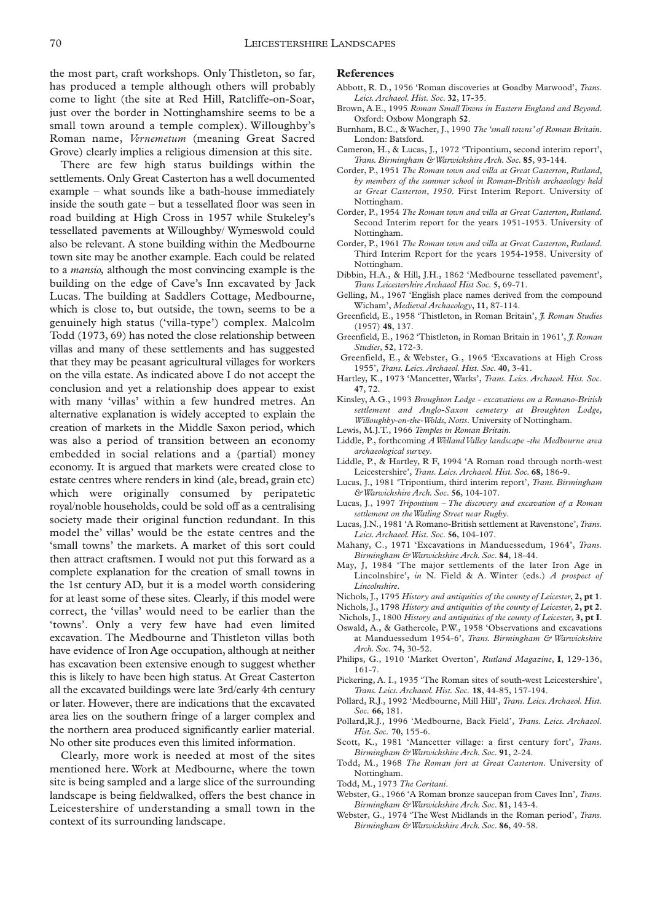the most part, craft workshops. Only Thistleton, so far, has produced a temple although others will probably come to light (the site at Red Hill, Ratcliffe-on-Soar, just over the border in Nottinghamshire seems to be a small town around a temple complex). Willoughby's Roman name, *Vernemetum* (meaning Great Sacred Grove) clearly implies a religious dimension at this site.

There are few high status buildings within the settlements. Only Great Casterton has a well documented example – what sounds like a bath-house immediately inside the south gate – but a tessellated floor was seen in road building at High Cross in 1957 while Stukeley's tessellated pavements at Willoughby/ Wymeswold could also be relevant. A stone building within the Medbourne town site may be another example. Each could be related to a *mansio,* although the most convincing example is the building on the edge of Cave's Inn excavated by Jack Lucas. The building at Saddlers Cottage, Medbourne, which is close to, but outside, the town, seems to be a genuinely high status ('villa-type') complex. Malcolm Todd (1973, 69) has noted the close relationship between villas and many of these settlements and has suggested that they may be peasant agricultural villages for workers on the villa estate. As indicated above I do not accept the conclusion and yet a relationship does appear to exist with many 'villas' within a few hundred metres. An alternative explanation is widely accepted to explain the creation of markets in the Middle Saxon period, which was also a period of transition between an economy embedded in social relations and a (partial) money economy. It is argued that markets were created close to estate centres where renders in kind (ale, bread, grain etc) which were originally consumed by peripatetic royal/noble households, could be sold off as a centralising society made their original function redundant. In this model the' villas' would be the estate centres and the 'small towns' the markets. A market of this sort could then attract craftsmen. I would not put this forward as a complete explanation for the creation of small towns in the 1st century AD, but it is a model worth considering for at least some of these sites. Clearly, if this model were correct, the 'villas' would need to be earlier than the 'towns'. Only a very few have had even limited excavation. The Medbourne and Thistleton villas both have evidence of Iron Age occupation, although at neither has excavation been extensive enough to suggest whether this is likely to have been high status. At Great Casterton all the excavated buildings were late 3rd/early 4th century or later. However, there are indications that the excavated area lies on the southern fringe of a larger complex and the northern area produced significantly earlier material. No other site produces even this limited information.

Clearly, more work is needed at most of the sites mentioned here. Work at Medbourne, where the town site is being sampled and a large slice of the surrounding landscape is being fieldwalked, offers the best chance in Leicestershire of understanding a small town in the context of its surrounding landscape.

## References

Abbott, R. D., 1956 'Roman discoveries at Goadby Marwood', *Trans. Leics. Archaeol. Hist. Soc.* **32**, 17-35.

Brown, A.E., 1995 *Roman Small Towns in Eastern England and Beyond.* Oxford: Oxbow Mongraph **52**.

Burnham, B.C., & Wacher, J., 1990 *The 'small towns' of Roman Britain.* London: Batsford.

Cameron, H., & Lucas, J., 1972 'Tripontium, second interim report', *Trans. Birmingham & Warwickshire Arch. Soc.* **85**, 93-144.

Corder, P., 1951 *The Roman town and villa at Great Casterton, Rutland, by members of the summer school in Roman-British archaeology held at Great Casterton, 1950.* First Interim Report. University of Nottingham.

Corder, P., 1954 *The Roman town and villa at Great Casterton, Rutland.* Second Interim report for the years 1951-1953. University of Nottingham.

Corder, P., 1961 *The Roman town and villa at Great Casterton, Rutland.* Third Interim Report for the years 1954-1958. University of Nottingham.

Dibbin, H.A., & Hill, J.H., 1862 'Medbourne tessellated pavement', *Trans Leicestershire Archaeol Hist Soc.* **5**, 69-71.

Gelling, M., 1967 'English place names derived from the compound Wicham', *Medieval Archaeology*, **11**, 87-114.

Greenfield, E., 1958 'Thistleton, in Roman Britain', *J. Roman Studies* (1957) **48**, 137.

Greenfield, E., 1962 'Thistleton, in Roman Britain in 1961', *J. Roman Studies*, **52**, 172-3.

Greenfield, E., & Webster, G., 1965 'Excavations at High Cross 1955', *Trans. Leics. Archaeol. Hist. Soc.* **40**, 3-41.

Hartley, K., 1973 'Mancetter, Warks', *Trans. Leics. Archaeol. Hist. Soc.* **47**, 72.

Kinsley, A.G., 1993 *Broughton Lodge - excavations on a Romano-British settlement and Anglo-Saxon cemetery at Broughton Lodge, Willoughby-on-the-Wolds, Notts*. University of Nottingham.

Lewis, M.J.T., 1966 *Temples in Roman Britain.*

Liddle, P., forthcoming *A Welland Valley landscape -the Medbourne area archaeological survey*.

Liddle, P., & Hartley, R F, 1994 'A Roman road through north-west Leicestershire', *Trans. Leics. Archaeol. Hist. Soc.* **68**, 186-9.

Lucas, J., 1981 'Tripontium, third interim report', *Trans. Birmingham & Warwickshire Arch. Soc.* **56**, 104-107.

Lucas, J., 1997 *Tripontium – The discovery and excavation of a Roman settlement on the Watling Street near Rugby*.

Lucas, J.N., 1981 'A Romano-British settlement at Ravenstone', *Trans. Leics. Archaeol. Hist. Soc.* **56**, 104-107.

Mahany, C., 1971 'Excavations in Manduessedum, 1964', *Trans. Birmingham & Warwickshire Arch. Soc.* **84**, 18-44.

May, J, 1984 'The major settlements of the later Iron Age in Lincolnshire', *in* N. Field & A. Winter (eds.) *A prospect of Lincolnshire*.

Nichols, J., 1795 *History and antiquities of the county of Leicester*, **2, pt 1**.

Nichols, J., 1798 *History and antiquities of the county of Leicester*, **2, pt 2**.

Nichols, J., 1800 *History and antiquities of the county of Leicester*, **3, pt I**.

Oswald, A., & Gathercole, P.W., 1958 'Observations and excavations at Manduessedum 1954-6', *Trans. Birmingham & Warwickshire Arch. Soc.* **74**, 30-52.

Philips, G., 1910 'Market Overton', *Rutland Magazine*, **I**, 129-136, 161-7.

Pickering, A. I., 1935 'The Roman sites of south-west Leicestershire', *Trans. Leics. Archaeol. Hist. Soc.* **18**, 44-85, 157-194.

Pollard, R.J., 1992 'Medbourne, Mill Hill', *Trans. Leics. Archaeol. Hist. Soc.* **66**, 181.

Pollard,R.J., 1996 'Medbourne, Back Field', *Trans. Leics. Archaeol. Hist. Soc.* **70**, 155-6.

Scott, K., 1981 'Mancetter village: a first century fort', *Trans. Birmingham & Warwickshire Arch. Soc.* **91**, 2-24.

Todd, M., 1968 *The Roman fort at Great Casterton*. University of Nottingham.

Todd, M., 1973 *The Coritani*.

Webster, G., 1966 'A Roman bronze saucepan from Caves Inn', *Trans. Birmingham & Warwickshire Arch. Soc.* **81**, 143-4.

Webster, G., 1974 'The West Midlands in the Roman period', *Trans. Birmingham & Warwickshire Arch. Soc.* **86**, 49-58.